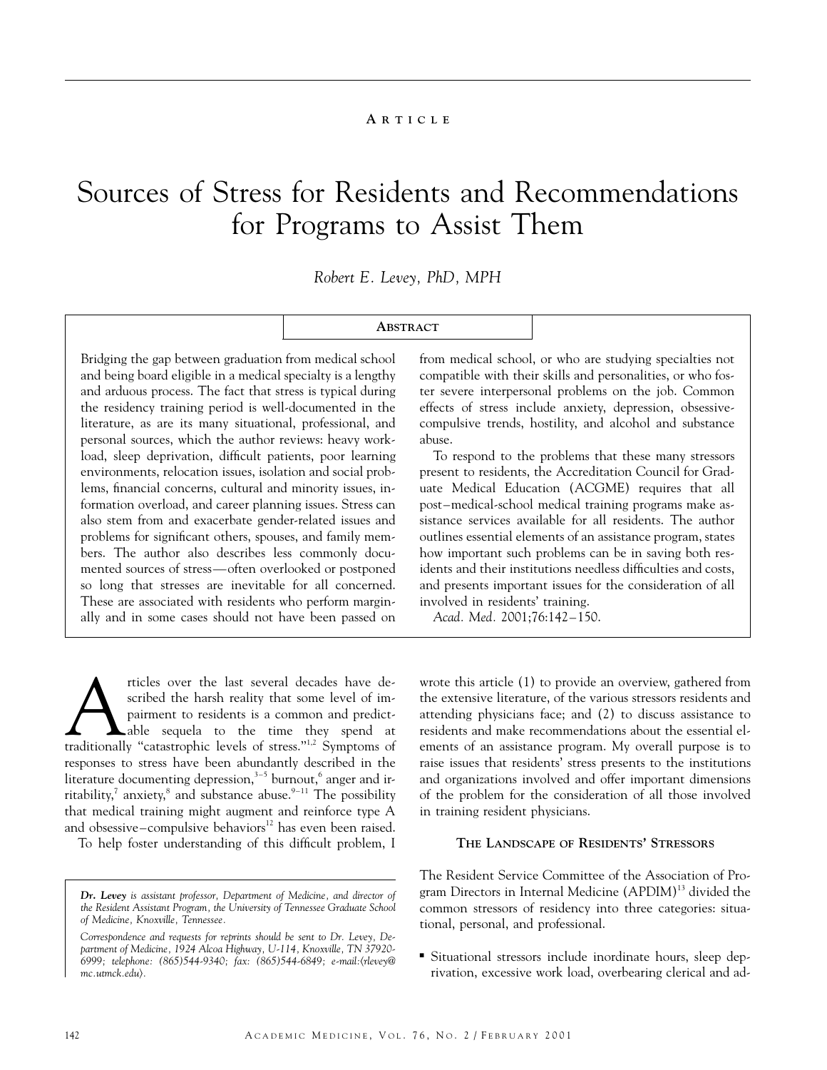Article

# Sources of Stress for Residents and Recommendations for Programs to Assist Them

*Robert E. Levey, PhD, MPH*

## Abstract

Bridging the gap between graduation from medical school and being board eligible in a medical specialty is a lengthy and arduous process. The fact that stress is typical during the residency training period is well-documented in the literature, as are its many situational, professional, and personal sources, which the author reviews: heavy workload, sleep deprivation, difficult patients, poor learning environments, relocation issues, isolation and social problems, financial concerns, cultural and minority issues, information overload, and career planning issues. Stress can also stem from and exacerbate gender-related issues and problems for significant others, spouses, and family members. The author also describes less commonly documented sources of stress—often overlooked or postponed so long that stresses are inevitable for all concerned. These are associated with residents who perform marginally and in some cases should not have been passed on from medical school, or who are studying specialties not compatible with their skills and personalities, or who foster severe interpersonal problems on the job. Common effects of stress include anxiety, depression, obsessive-compulsive trends, hostility, and alcohol and substance abuse.

To respond to the problems that these many stressors present to residents, the Accreditation Council for Graduate Medical Education (ACGME) requires that all post–medical-school medical training programs make assistance services available for all residents. The author outlines essential elements of an assistance program, states how important such problems can be in saving both residents and their institutions needless difficulties and costs, and presents important issues for the consideration of all involved in residents' training.

*Acad. Med.* 2001;76:142–150.

Articles over the last several decades have described the harsh reality that some level of impairment to residents is a common and predictable sequela to the time they spend at traditionally "catastrophic levels of stress."[1,2] Symptoms of responses to stress have been abundantly described in the literature documenting depression,[3–5] burnout,[6] anger and irritability,[7] anxiety,[8] and substance abuse.[9–11] The possibility that medical training might augment and reinforce type A and obsessive–compulsive behaviors[12] has even been raised.

To help foster understanding of this difficult problem, I wrote this article (1) to provide an overview, gathered from the extensive literature, of the various stressors residents and attending physicians face; and (2) to discuss assistance to residents and make recommendations about the essential elements of an assistance program. My overall purpose is to raise issues that residents' stress presents to the institutions and organizations involved and offer important dimensions of the problem for the consideration of all those involved in training resident physicians.

*__Dr. Levey__ is assistant professor, Department of Medicine, and director of the Resident Assistant Program, the University of Tennessee Graduate School of Medicine, Knoxville, Tennessee.*

*Correspondence and requests for reprints should be sent to Dr. Levey, Department of Medicine, 1924 Alcoa Highway, U-114, Knoxville, TN 37920-6999; telephone: (865)544-9340; fax: (865)544-6849; e-mail:⟨rlevey@mc.utmck.edu⟩.*

## The Landscape of Residents' Stressors

The Resident Service Committee of the Association of Program Directors in Internal Medicine (APDIM)[13] divided the common stressors of residency into three categories: situational, personal, and professional.

- Situational stressors include inordinate hours, sleep deprivation, excessive work load, overbearing clerical and ad-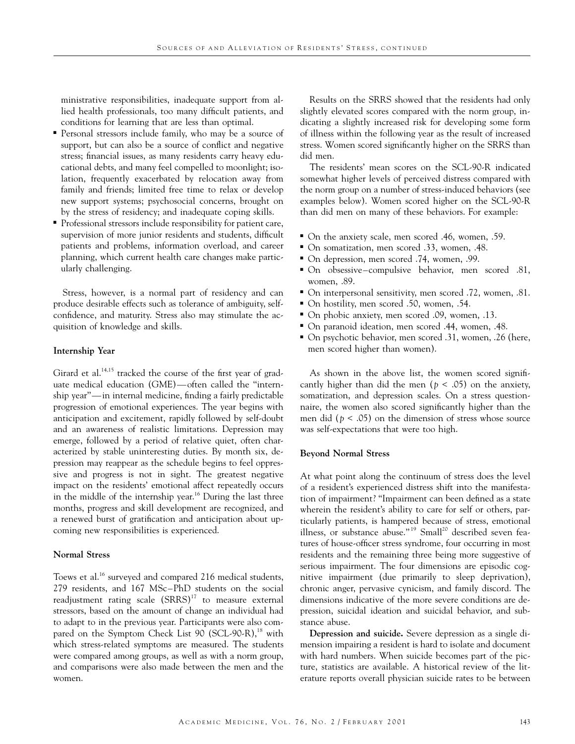ministrative responsibilities, inadequate support from allied health professionals, too many difficult patients, and conditions for learning that are less than optimal.

- Personal stressors include family, who may be a source of support, but can also be a source of conflict and negative stress; financial issues, as many residents carry heavy educational debts, and many feel compelled to moonlight; isolation, frequently exacerbated by relocation away from family and friends; limited free time to relax or develop new support systems; psychosocial concerns, brought on by the stress of residency; and inadequate coping skills.
- Professional stressors include responsibility for patient care, supervision of more junior residents and students, difficult patients and problems, information overload, and career planning, which current health care changes make particularly challenging.

Stress, however, is a normal part of residency and can produce desirable effects such as tolerance of ambiguity, self-confidence, and maturity. Stress also may stimulate the acquisition of knowledge and skills.

### Internship Year

Girard et al.[14,15] tracked the course of the first year of graduate medical education (GME)—often called the "internship year"—in internal medicine, finding a fairly predictable progression of emotional experiences. The year begins with anticipation and excitement, rapidly followed by self-doubt and an awareness of realistic limitations. Depression may emerge, followed by a period of relative quiet, often characterized by stable uninteresting duties. By month six, depression may reappear as the schedule begins to feel oppressive and progress is not in sight. The greatest negative impact on the residents' emotional affect repeatedly occurs in the middle of the internship year.[16] During the last three months, progress and skill development are recognized, and a renewed burst of gratification and anticipation about upcoming new responsibilities is experienced.

### Normal Stress

Toews et al.[16] surveyed and compared 216 medical students, 279 residents, and 167 MSc–PhD students on the social readjustment rating scale (SRRS)[17] to measure external stressors, based on the amount of change an individual had to adapt to in the previous year. Participants were also compared on the Symptom Check List 90 (SCL-90-R),[18] with which stress-related symptoms are measured. The students were compared among groups, as well as with a norm group, and comparisons were also made between the men and the women.

Results on the SRRS showed that the residents had only slightly elevated scores compared with the norm group, indicating a slightly increased risk for developing some form of illness within the following year as the result of increased stress. Women scored significantly higher on the SRRS than did men.

The residents' mean scores on the SCL-90-R indicated somewhat higher levels of perceived distress compared with the norm group on a number of stress-induced behaviors (see examples below). Women scored higher on the SCL-90-R than did men on many of these behaviors. For example:

- On the anxiety scale, men scored .46, women, .59.
- On somatization, men scored .33, women, .48.
- On depression, men scored .74, women, .99.
- On obsessive–compulsive behavior, men scored .81, women, .89.
- On interpersonal sensitivity, men scored .72, women, .81.
- On hostility, men scored .50, women, .54.
- On phobic anxiety, men scored .09, women, .13.
- On paranoid ideation, men scored .44, women, .48.
- On psychotic behavior, men scored .31, women, .26 (here, men scored higher than women).

As shown in the above list, the women scored significantly higher than did the men ($p < .05$) on the anxiety, somatization, and depression scales. On a stress questionnaire, the women also scored significantly higher than the men did ($p < .05$) on the dimension of stress whose source was self-expectations that were too high.

### Beyond Normal Stress

At what point along the continuum of stress does the level of a resident's experienced distress shift into the manifestation of impairment? "Impairment can been defined as a state wherein the resident's ability to care for self or others, particularly patients, is hampered because of stress, emotional illness, or substance abuse."[19] Small[20] described seven features of house-officer stress syndrome, four occurring in most residents and the remaining three being more suggestive of serious impairment. The four dimensions are episodic cognitive impairment (due primarily to sleep deprivation), chronic anger, pervasive cynicism, and family discord. The dimensions indicative of the more severe conditions are depression, suicidal ideation and suicidal behavior, and substance abuse.

**Depression and suicide.** Severe depression as a single dimension impairing a resident is hard to isolate and document with hard numbers. When suicide becomes part of the picture, statistics are available. A historical review of the literature reports overall physician suicide rates to be between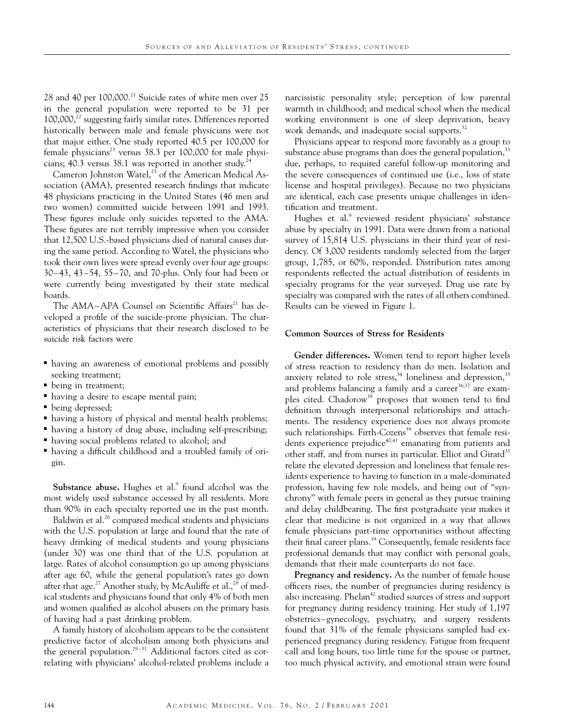28 and 40 per 100,000.[21] Suicide rates of white men over 25 in the general population were reported to be 31 per 100,000,[22] suggesting fairly similar rates. Differences reported historically between male and female physicians were not that major either. One study reported 40.5 per 100,000 for female physicians[23] versus 38.3 per 100,000 for male physicians; 40.3 versus 38.1 was reported in another study.[24]

Cameron Johnston Watel,[25] of the American Medical Association (AMA), presented research findings that indicate 48 physicians practicing in the United States (46 men and two women) committed suicide between 1991 and 1993. These figures include only suicides reported to the AMA. These figures are not terribly impressive when you consider that 12,500 U.S.-based physicians died of natural causes during the same period. According to Watel, the physicians who took their own lives were spread evenly over four age groups: 30–43, 43–54, 55–70, and 70-plus. Only four had been or were currently being investigated by their state medical boards.

The AMA–APA Counsel on Scientific Affairs[21] has developed a profile of the suicide-prone physician. The characteristics of physicians that their research disclosed to be suicide risk factors were

- having an awareness of emotional problems and possibly seeking treatment;
- being in treatment;
- having a desire to escape mental pain;
- being depressed;
- having a history of physical and mental health problems;
- having a history of drug abuse, including self-prescribing;
- having social problems related to alcohol; and
- having a difficult childhood and a troubled family of origin.

**Substance abuse.** Hughes et al.[9] found alcohol was the most widely used substance accessed by all residents. More than 90% in each specialty reported use in the past month.

Baldwin et al.[26] compared medical students and physicians with the U.S. population at large and found that the rate of heavy drinking of medical students and young physicians (under 30) was one third that of the U.S. population at large. Rates of alcohol consumption go up among physicians after age 60, while the general population's rates go down after that age.[27] Another study, by McAuliffe et al.,[28] of medical students and physicians found that only 4% of both men and women qualified as alcohol abusers on the primary basis of having had a past drinking problem.

A family history of alcoholism appears to be the consistent predictive factor of alcoholism among both physicians and the general population.[29–31] Additional factors cited as correlating with physicians' alcohol-related problems include a narcissistic personality style; perception of low parental warmth in childhood; and medical school when the medical working environment is one of sleep deprivation, heavy work demands, and inadequate social supports.[32]

Physicians appear to respond more favorably as a group to substance abuse programs than does the general population,[33] due, perhaps, to required careful follow-up monitoring and the severe consequences of continued use (i.e., loss of state license and hospital privileges). Because no two physicians are identical, each case presents unique challenges in identification and treatment.

Hughes et al.[9] reviewed resident physicians' substance abuse by specialty in 1991. Data were drawn from a national survey of 15,814 U.S. physicians in their third year of residency. Of 3,000 residents randomly selected from the larger group, 1,785, or 60%, responded. Distribution rates among respondents reflected the actual distribution of residents in specialty programs for the year surveyed. Drug use rate by specialty was compared with the rates of all others combined. Results can be viewed in Figure 1.

## Common Sources of Stress for Residents

**Gender differences.** Women tend to report higher levels of stress reaction to residency than do men. Isolation and anxiety related to role stress,[34] loneliness and depression,[35] and problems balancing a family and a career[36,37] are examples cited. Chadorow[38] proposes that women tend to find definition through interpersonal relationships and attachments. The residency experience does not always promote such relationships. Firth-Cozens[39] observes that female residents experience prejudice[40,41] emanating from patients and other staff, and from nurses in particular. Elliot and Girard[35] relate the elevated depression and loneliness that female residents experience to having to function in a male-dominated profession, having few role models, and being out of "synchrony" with female peers in general as they pursue training and delay childbearing. The first postgraduate year makes it clear that medicine is not organized in a way that allows female physicians part-time opportunities without affecting their final career plans.[39] Consequently, female residents face professional demands that may conflict with personal goals, demands that their male counterparts do not face.

**Pregnancy and residency.** As the number of female house officers rises, the number of pregnancies during residency is also increasing. Phelan[42] studied sources of stress and support for pregnancy during residency training. Her study of 1,197 obstetrics–gynecology, psychiatry, and surgery residents found that 31% of the female physicians sampled had experienced pregnancy during residency. Fatigue from frequent call and long hours, too little time for the spouse or partner, too much physical activity, and emotional strain were found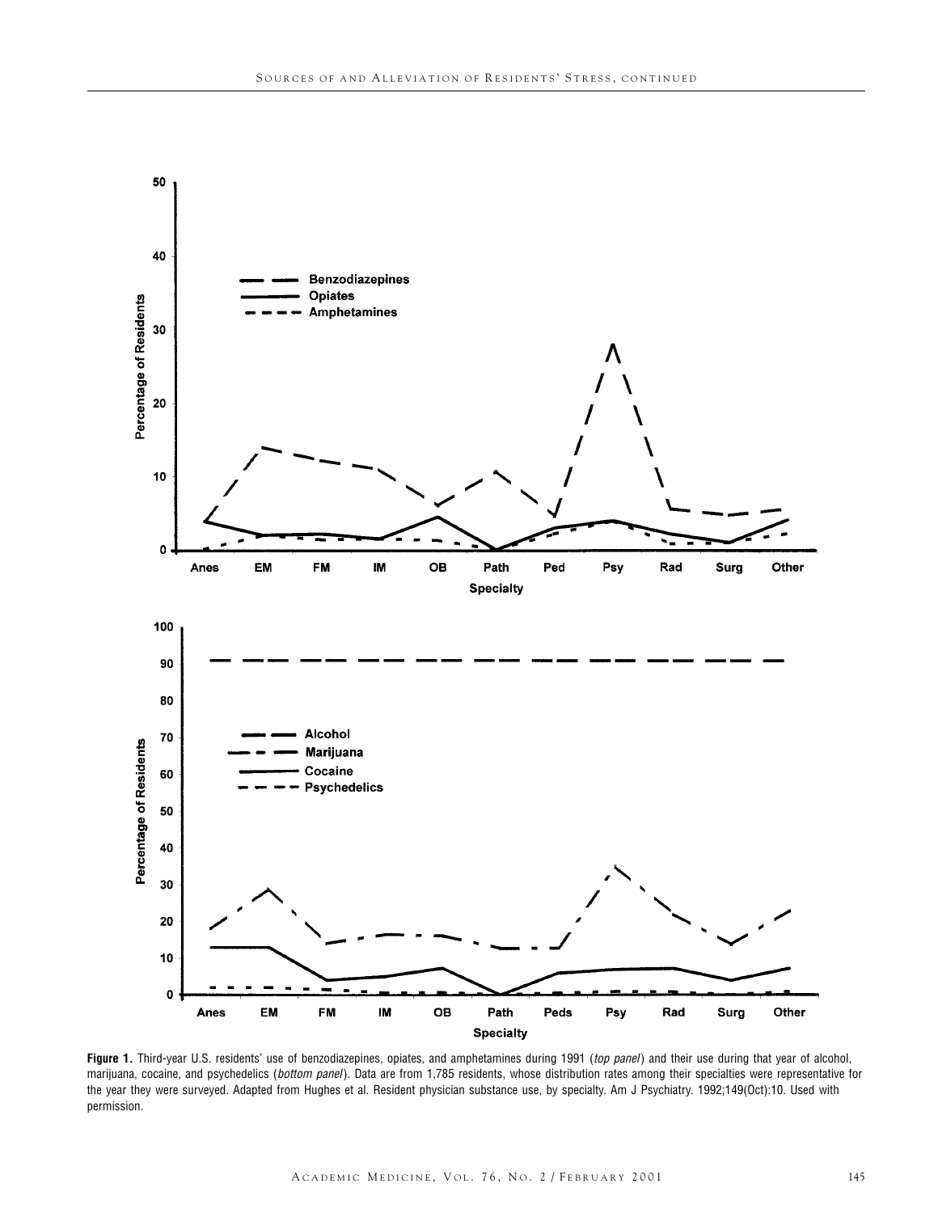**Figure 1.** Third-year U.S. residents' use of benzodiazepines, opiates, and amphetamines during 1991 (*top panel*) and their use during that year of alcohol, marijuana, cocaine, and psychedelics (*bottom panel*). Data are from 1,785 residents, whose distribution rates among their specialties were representative for the year they were surveyed. Adapted from Hughes et al. Resident physician substance use, by specialty. Am J Psychiatry. 1992;149(Oct):10. Used with permission.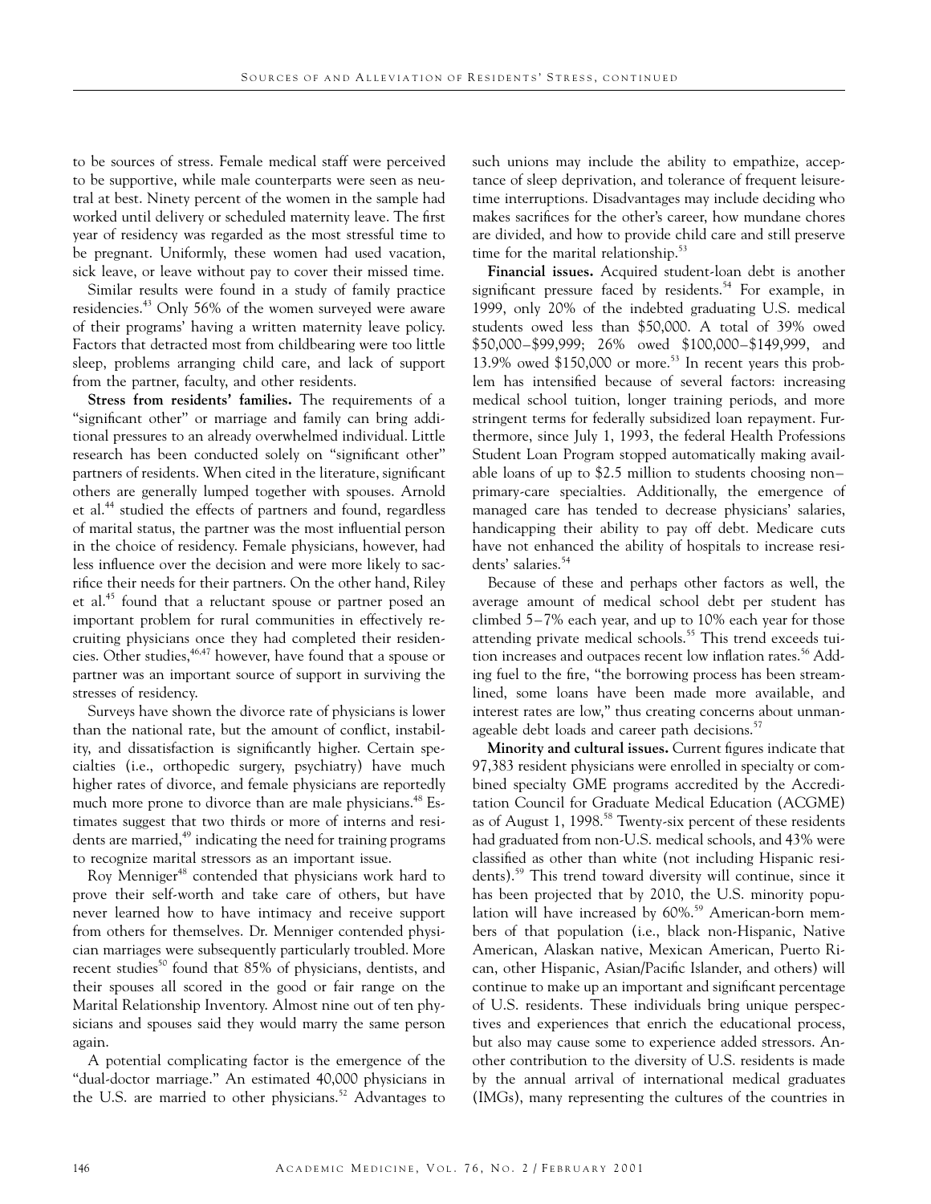to be sources of stress. Female medical staff were perceived to be supportive, while male counterparts were seen as neutral at best. Ninety percent of the women in the sample had worked until delivery or scheduled maternity leave. The first year of residency was regarded as the most stressful time to be pregnant. Uniformly, these women had used vacation, sick leave, or leave without pay to cover their missed time.

Similar results were found in a study of family practice residencies.[43] Only 56% of the women surveyed were aware of their programs' having a written maternity leave policy. Factors that detracted most from childbearing were too little sleep, problems arranging child care, and lack of support from the partner, faculty, and other residents.

**Stress from residents' families.** The requirements of a "significant other" or marriage and family can bring additional pressures to an already overwhelmed individual. Little research has been conducted solely on "significant other" partners of residents. When cited in the literature, significant others are generally lumped together with spouses. Arnold et al.[44] studied the effects of partners and found, regardless of marital status, the partner was the most influential person in the choice of residency. Female physicians, however, had less influence over the decision and were more likely to sacrifice their needs for their partners. On the other hand, Riley et al.[45] found that a reluctant spouse or partner posed an important problem for rural communities in effectively recruiting physicians once they had completed their residencies. Other studies,[46,47] however, have found that a spouse or partner was an important source of support in surviving the stresses of residency.

Surveys have shown the divorce rate of physicians is lower than the national rate, but the amount of conflict, instability, and dissatisfaction is significantly higher. Certain specialties (i.e., orthopedic surgery, psychiatry) have much higher rates of divorce, and female physicians are reportedly much more prone to divorce than are male physicians.[48] Estimates suggest that two thirds or more of interns and residents are married,[49] indicating the need for training programs to recognize marital stressors as an important issue.

Roy Menniger[48] contended that physicians work hard to prove their self-worth and take care of others, but have never learned how to have intimacy and receive support from others for themselves. Dr. Menniger contended physician marriages were subsequently particularly troubled. More recent studies[50] found that 85% of physicians, dentists, and their spouses all scored in the good or fair range on the Marital Relationship Inventory. Almost nine out of ten physicians and spouses said they would marry the same person again.

A potential complicating factor is the emergence of the "dual-doctor marriage." An estimated 40,000 physicians in the U.S. are married to other physicians.[52] Advantages to such unions may include the ability to empathize, acceptance of sleep deprivation, and tolerance of frequent leisure-time interruptions. Disadvantages may include deciding who makes sacrifices for the other's career, how mundane chores are divided, and how to provide child care and still preserve time for the marital relationship.[53]

**Financial issues.** Acquired student-loan debt is another significant pressure faced by residents.[54] For example, in 1999, only 20% of the indebted graduating U.S. medical students owed less than \$50,000. A total of 39% owed \$50,000–\$99,999; 26% owed \$100,000–\$149,999, and 13.9% owed \$150,000 or more.[53] In recent years this problem has intensified because of several factors: increasing medical school tuition, longer training periods, and more stringent terms for federally subsidized loan repayment. Furthermore, since July 1, 1993, the federal Health Professions Student Loan Program stopped automatically making available loans of up to \$2.5 million to students choosing non–primary-care specialties. Additionally, the emergence of managed care has tended to decrease physicians' salaries, handicapping their ability to pay off debt. Medicare cuts have not enhanced the ability of hospitals to increase residents' salaries.[54]

Because of these and perhaps other factors as well, the average amount of medical school debt per student has climbed 5–7% each year, and up to 10% each year for those attending private medical schools.[55] This trend exceeds tuition increases and outpaces recent low inflation rates.[56] Adding fuel to the fire, "the borrowing process has been streamlined, some loans have been made more available, and interest rates are low," thus creating concerns about unmanageable debt loads and career path decisions.[57]

**Minority and cultural issues.** Current figures indicate that 97,383 resident physicians were enrolled in specialty or combined specialty GME programs accredited by the Accreditation Council for Graduate Medical Education (ACGME) as of August 1, 1998.[58] Twenty-six percent of these residents had graduated from non-U.S. medical schools, and 43% were classified as other than white (not including Hispanic residents).[59] This trend toward diversity will continue, since it has been projected that by 2010, the U.S. minority population will have increased by 60%.[59] American-born members of that population (i.e., black non-Hispanic, Native American, Alaskan native, Mexican American, Puerto Rican, other Hispanic, Asian/Pacific Islander, and others) will continue to make up an important and significant percentage of U.S. residents. These individuals bring unique perspectives and experiences that enrich the educational process, but also may cause some to experience added stressors. Another contribution to the diversity of U.S. residents is made by the annual arrival of international medical graduates (IMGs), many representing the cultures of the countries in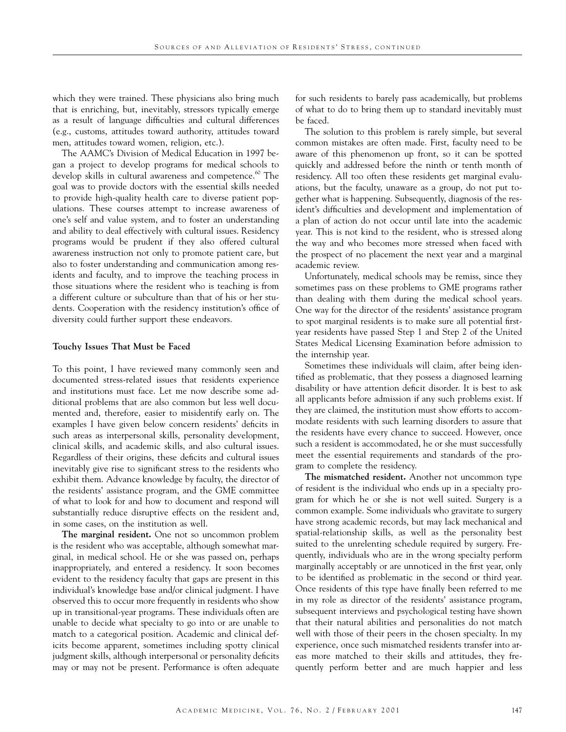which they were trained. These physicians also bring much that is enriching, but, inevitably, stressors typically emerge as a result of language difficulties and cultural differences (e.g., customs, attitudes toward authority, attitudes toward men, attitudes toward women, religion, etc.).

The AAMC's Division of Medical Education in 1997 began a project to develop programs for medical schools to develop skills in cultural awareness and competence.[60] The goal was to provide doctors with the essential skills needed to provide high-quality health care to diverse patient populations. These courses attempt to increase awareness of one's self and value system, and to foster an understanding and ability to deal effectively with cultural issues. Residency programs would be prudent if they also offered cultural awareness instruction not only to promote patient care, but also to foster understanding and communication among residents and faculty, and to improve the teaching process in those situations where the resident who is teaching is from a different culture or subculture than that of his or her students. Cooperation with the residency institution's office of diversity could further support these endeavors.

### Touchy Issues That Must be Faced

To this point, I have reviewed many commonly seen and documented stress-related issues that residents experience and institutions must face. Let me now describe some additional problems that are also common but less well documented and, therefore, easier to misidentify early on. The examples I have given below concern residents' deficits in such areas as interpersonal skills, personality development, clinical skills, and academic skills, and also cultural issues. Regardless of their origins, these deficits and cultural issues inevitably give rise to significant stress to the residents who exhibit them. Advance knowledge by faculty, the director of the residents' assistance program, and the GME committee of what to look for and how to document and respond will substantially reduce disruptive effects on the resident and, in some cases, on the institution as well.

**The marginal resident.** One not so uncommon problem is the resident who was acceptable, although somewhat marginal, in medical school. He or she was passed on, perhaps inappropriately, and entered a residency. It soon becomes evident to the residency faculty that gaps are present in this individual's knowledge base and/or clinical judgment. I have observed this to occur more frequently in residents who show up in transitional-year programs. These individuals often are unable to decide what specialty to go into or are unable to match to a categorical position. Academic and clinical deficits become apparent, sometimes including spotty clinical judgment skills, although interpersonal or personality deficits may or may not be present. Performance is often adequate for such residents to barely pass academically, but problems of what to do to bring them up to standard inevitably must be faced.

The solution to this problem is rarely simple, but several common mistakes are often made. First, faculty need to be aware of this phenomenon up front, so it can be spotted quickly and addressed before the ninth or tenth month of residency. All too often these residents get marginal evaluations, but the faculty, unaware as a group, do not put together what is happening. Subsequently, diagnosis of the resident's difficulties and development and implementation of a plan of action do not occur until late into the academic year. This is not kind to the resident, who is stressed along the way and who becomes more stressed when faced with the prospect of no placement the next year and a marginal academic review.

Unfortunately, medical schools may be remiss, since they sometimes pass on these problems to GME programs rather than dealing with them during the medical school years. One way for the director of the residents' assistance program to spot marginal residents is to make sure all potential first-year residents have passed Step 1 and Step 2 of the United States Medical Licensing Examination before admission to the internship year.

Sometimes these individuals will claim, after being identified as problematic, that they possess a diagnosed learning disability or have attention deficit disorder. It is best to ask all applicants before admission if any such problems exist. If they are claimed, the institution must show efforts to accommodate residents with such learning disorders to assure that the residents have every chance to succeed. However, once such a resident is accommodated, he or she must successfully meet the essential requirements and standards of the program to complete the residency.

**The mismatched resident.** Another not uncommon type of resident is the individual who ends up in a specialty program for which he or she is not well suited. Surgery is a common example. Some individuals who gravitate to surgery have strong academic records, but may lack mechanical and spatial-relationship skills, as well as the personality best suited to the unrelenting schedule required by surgery. Frequently, individuals who are in the wrong specialty perform marginally acceptably or are unnoticed in the first year, only to be identified as problematic in the second or third year. Once residents of this type have finally been referred to me in my role as director of the residents' assistance program, subsequent interviews and psychological testing have shown that their natural abilities and personalities do not match well with those of their peers in the chosen specialty. In my experience, once such mismatched residents transfer into areas more matched to their skills and attitudes, they frequently perform better and are much happier and less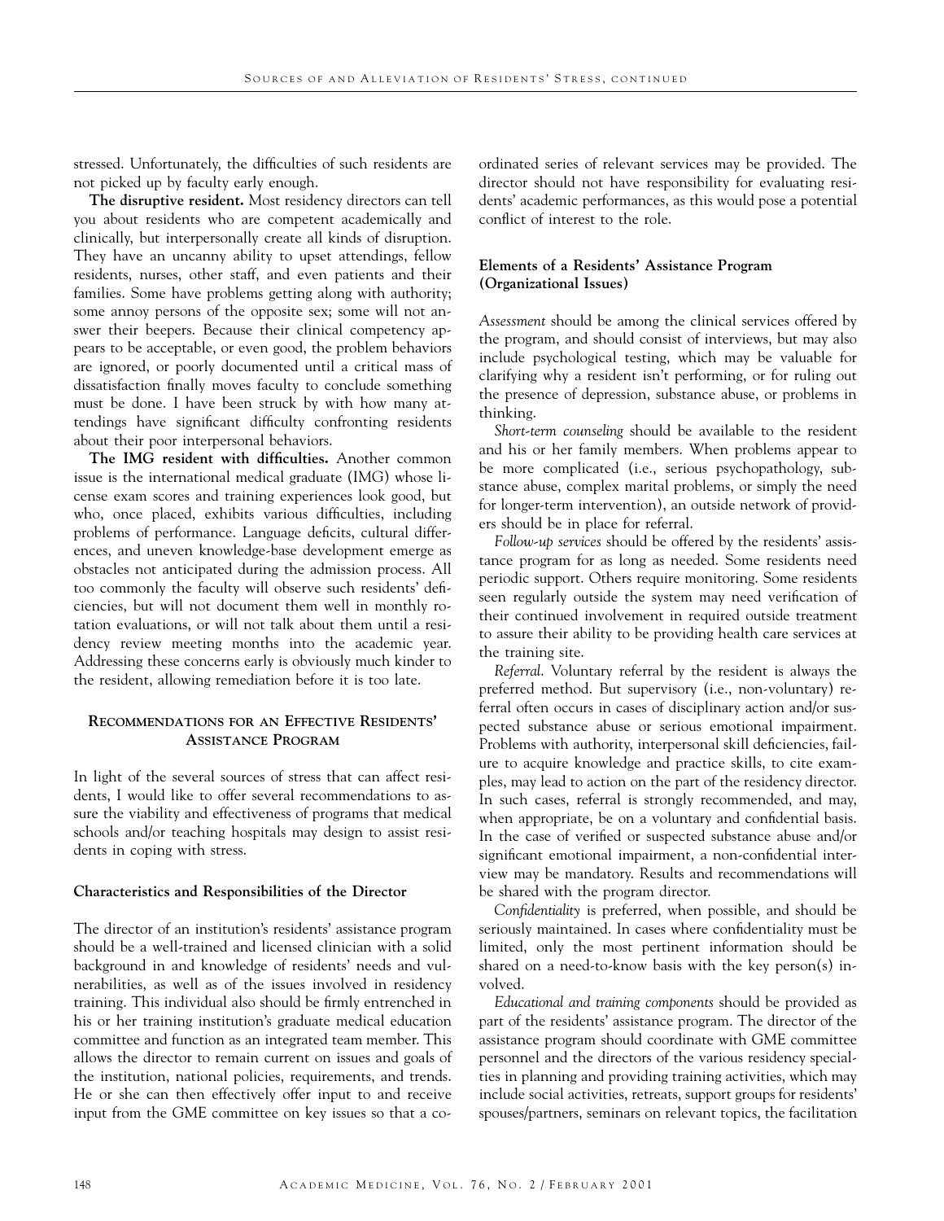stressed. Unfortunately, the difficulties of such residents are not picked up by faculty early enough.

**The disruptive resident.** Most residency directors can tell you about residents who are competent academically and clinically, but interpersonally create all kinds of disruption. They have an uncanny ability to upset attendings, fellow residents, nurses, other staff, and even patients and their families. Some have problems getting along with authority; some annoy persons of the opposite sex; some will not answer their beepers. Because their clinical competency appears to be acceptable, or even good, the problem behaviors are ignored, or poorly documented until a critical mass of dissatisfaction finally moves faculty to conclude something must be done. I have been struck by with how many attendings have significant difficulty confronting residents about their poor interpersonal behaviors.

**The IMG resident with difficulties.** Another common issue is the international medical graduate (IMG) whose license exam scores and training experiences look good, but who, once placed, exhibits various difficulties, including problems of performance. Language deficits, cultural differences, and uneven knowledge-base development emerge as obstacles not anticipated during the admission process. All too commonly the faculty will observe such residents' deficiencies, but will not document them well in monthly rotation evaluations, or will not talk about them until a residency review meeting months into the academic year. Addressing these concerns early is obviously much kinder to the resident, allowing remediation before it is too late.

## RECOMMENDATIONS FOR AN EFFECTIVE RESIDENTS' ASSISTANCE PROGRAM

In light of the several sources of stress that can affect residents, I would like to offer several recommendations to assure the viability and effectiveness of programs that medical schools and/or teaching hospitals may design to assist residents in coping with stress.

### Characteristics and Responsibilities of the Director

The director of an institution's residents' assistance program should be a well-trained and licensed clinician with a solid background in and knowledge of residents' needs and vulnerabilities, as well as of the issues involved in residency training. This individual also should be firmly entrenched in his or her training institution's graduate medical education committee and function as an integrated team member. This allows the director to remain current on issues and goals of the institution, national policies, requirements, and trends. He or she can then effectively offer input to and receive input from the GME committee on key issues so that a coordinated series of relevant services may be provided. The director should not have responsibility for evaluating residents' academic performances, as this would pose a potential conflict of interest to the role.

### Elements of a Residents' Assistance Program (Organizational Issues)

*Assessment* should be among the clinical services offered by the program, and should consist of interviews, but may also include psychological testing, which may be valuable for clarifying why a resident isn't performing, or for ruling out the presence of depression, substance abuse, or problems in thinking.

*Short-term counseling* should be available to the resident and his or her family members. When problems appear to be more complicated (i.e., serious psychopathology, substance abuse, complex marital problems, or simply the need for longer-term intervention), an outside network of providers should be in place for referral.

*Follow-up services* should be offered by the residents' assistance program for as long as needed. Some residents need periodic support. Others require monitoring. Some residents seen regularly outside the system may need verification of their continued involvement in required outside treatment to assure their ability to be providing health care services at the training site.

*Referral.* Voluntary referral by the resident is always the preferred method. But supervisory (i.e., non-voluntary) referral often occurs in cases of disciplinary action and/or suspected substance abuse or serious emotional impairment. Problems with authority, interpersonal skill deficiencies, failure to acquire knowledge and practice skills, to cite examples, may lead to action on the part of the residency director. In such cases, referral is strongly recommended, and may, when appropriate, be on a voluntary and confidential basis. In the case of verified or suspected substance abuse and/or significant emotional impairment, a non-confidential interview may be mandatory. Results and recommendations will be shared with the program director.

*Confidentiality* is preferred, when possible, and should be seriously maintained. In cases where confidentiality must be limited, only the most pertinent information should be shared on a need-to-know basis with the key person(s) involved.

*Educational and training components* should be provided as part of the residents' assistance program. The director of the assistance program should coordinate with GME committee personnel and the directors of the various residency specialties in planning and providing training activities, which may include social activities, retreats, support groups for residents' spouses/partners, seminars on relevant topics, the facilitation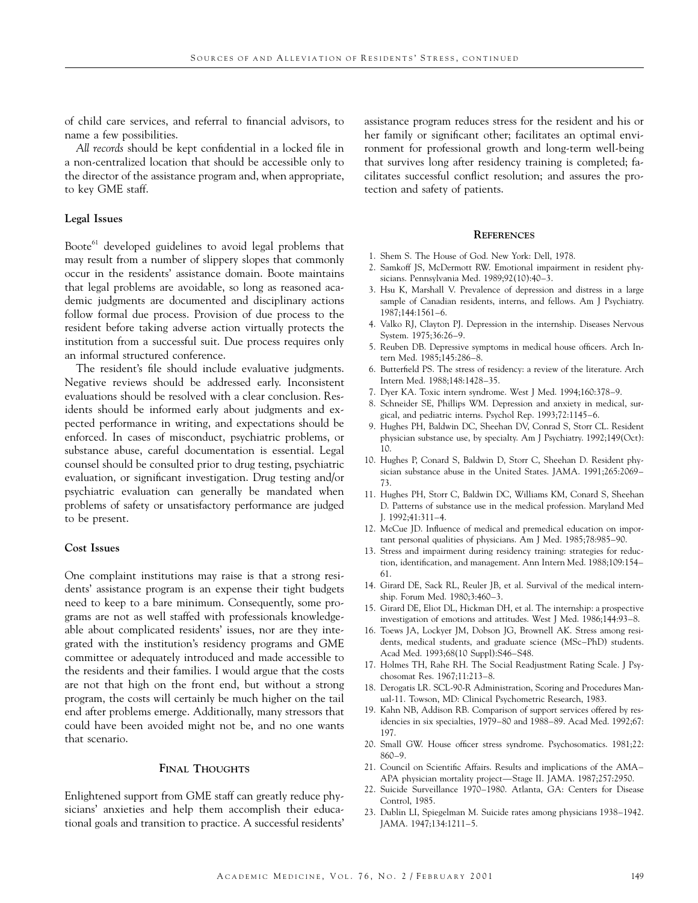of child care services, and referral to financial advisors, to name a few possibilities.

*All records* should be kept confidential in a locked file in a non-centralized location that should be accessible only to the director of the assistance program and, when appropriate, to key GME staff.

### Legal Issues

Boote[61] developed guidelines to avoid legal problems that may result from a number of slippery slopes that commonly occur in the residents' assistance domain. Boote maintains that legal problems are avoidable, so long as reasoned academic judgments are documented and disciplinary actions follow formal due process. Provision of due process to the resident before taking adverse action virtually protects the institution from a successful suit. Due process requires only an informal structured conference.

The resident's file should include evaluative judgments. Negative reviews should be addressed early. Inconsistent evaluations should be resolved with a clear conclusion. Residents should be informed early about judgments and expected performance in writing, and expectations should be enforced. In cases of misconduct, psychiatric problems, or substance abuse, careful documentation is essential. Legal counsel should be consulted prior to drug testing, psychiatric evaluation, or significant investigation. Drug testing and/or psychiatric evaluation can generally be mandated when problems of safety or unsatisfactory performance are judged to be present.

### Cost Issues

One complaint institutions may raise is that a strong residents' assistance program is an expense their tight budgets need to keep to a bare minimum. Consequently, some programs are not as well staffed with professionals knowledgeable about complicated residents' issues, nor are they integrated with the institution's residency programs and GME committee or adequately introduced and made accessible to the residents and their families. I would argue that the costs are not that high on the front end, but without a strong program, the costs will certainly be much higher on the tail end after problems emerge. Additionally, many stressors that could have been avoided might not be, and no one wants that scenario.

## Final Thoughts

Enlightened support from GME staff can greatly reduce physicians' anxieties and help them accomplish their educational goals and transition to practice. A successful residents' assistance program reduces stress for the resident and his or her family or significant other; facilitates an optimal environment for professional growth and long-term well-being that survives long after residency training is completed; facilitates successful conflict resolution; and assures the protection and safety of patients.

## References

1. Shem S. The House of God. New York: Dell, 1978.
2. Samkoff JS, McDermott RW. Emotional impairment in resident physicians. Pennsylvania Med. 1989;92(10):40–3.
3. Hsu K, Marshall V. Prevalence of depression and distress in a large sample of Canadian residents, interns, and fellows. Am J Psychiatry. 1987;144:1561–6.
4. Valko RJ, Clayton PJ. Depression in the internship. Diseases Nervous System. 1975;36:26–9.
5. Reuben DB. Depressive symptoms in medical house officers. Arch Intern Med. 1985;145:286–8.
6. Butterfield PS. The stress of residency: a review of the literature. Arch Intern Med. 1988;148:1428–35.
7. Dyer KA. Toxic intern syndrome. West J Med. 1994;160:378–9.
8. Schneider SE, Phillips WM. Depression and anxiety in medical, surgical, and pediatric interns. Psychol Rep. 1993;72:1145–6.
9. Hughes PH, Baldwin DC, Sheehan DV, Conrad S, Storr CL. Resident physician substance use, by specialty. Am J Psychiatry. 1992;149(Oct):10.
10. Hughes P, Conard S, Baldwin D, Storr C, Sheehan D. Resident physician substance abuse in the United States. JAMA. 1991;265:2069–73.
11. Hughes PH, Storr C, Baldwin DC, Williams KM, Conard S, Sheehan D. Patterns of substance use in the medical profession. Maryland Med J. 1992;41:311–4.
12. McCue JD. Influence of medical and premedical education on important personal qualities of physicians. Am J Med. 1985;78:985–90.
13. Stress and impairment during residency training: strategies for reduction, identification, and management. Ann Intern Med. 1988;109:154–61.
14. Girard DE, Sack RL, Reuler JB, et al. Survival of the medical internship. Forum Med. 1980;3:460–3.
15. Girard DE, Eliot DL, Hickman DH, et al. The internship: a prospective investigation of emotions and attitudes. West J Med. 1986;144:93–8.
16. Toews JA, Lockyer JM, Dobson JG, Brownell AK. Stress among residents, medical students, and graduate science (MSc–PhD) students. Acad Med. 1993;68(10 Suppl):S46–S48.
17. Holmes TH, Rahe RH. The Social Readjustment Rating Scale. J Psychosomat Res. 1967;11:213–8.
18. Derogatis LR. SCL-90-R Administration, Scoring and Procedures Manual-11. Towson, MD: Clinical Psychometric Research, 1983.
19. Kahn NB, Addison RB. Comparison of support services offered by residencies in six specialties, 1979–80 and 1988–89. Acad Med. 1992;67:197.
20. Small GW. House officer stress syndrome. Psychosomatics. 1981;22:860–9.
21. Council on Scientific Affairs. Results and implications of the AMA–APA physician mortality project—Stage II. JAMA. 1987;257:2950.
22. Suicide Surveillance 1970–1980. Atlanta, GA: Centers for Disease Control, 1985.
23. Dublin LI, Spiegelman M. Suicide rates among physicians 1938–1942. JAMA. 1947;134:1211–5.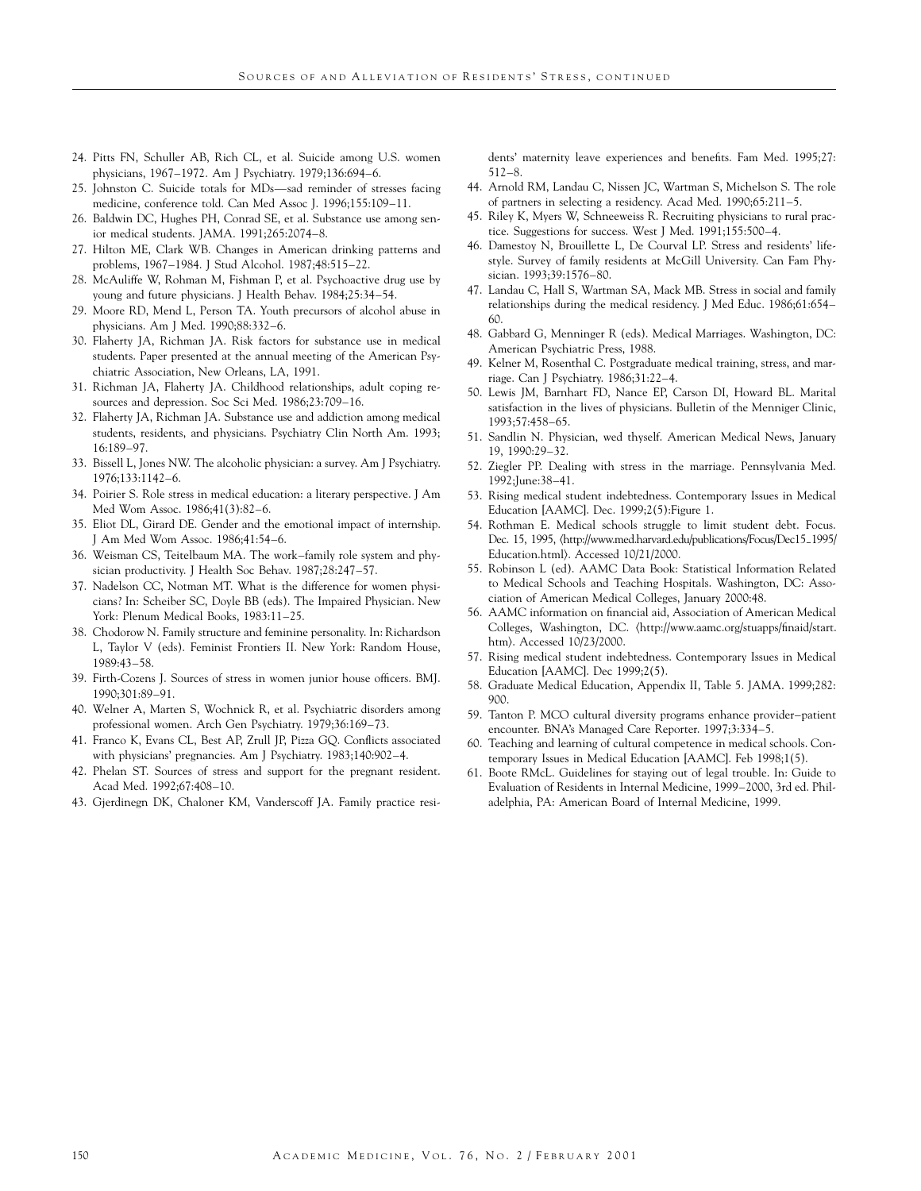24. Pitts FN, Schuller AB, Rich CL, et al. Suicide among U.S. women physicians, 1967–1972. Am J Psychiatry. 1979;136:694–6.
25. Johnston C. Suicide totals for MDs—sad reminder of stresses facing medicine, conference told. Can Med Assoc J. 1996;155:109–11.
26. Baldwin DC, Hughes PH, Conrad SE, et al. Substance use among senior medical students. JAMA. 1991;265:2074–8.
27. Hilton ME, Clark WB. Changes in American drinking patterns and problems, 1967–1984. J Stud Alcohol. 1987;48:515–22.
28. McAuliffe W, Rohman M, Fishman P, et al. Psychoactive drug use by young and future physicians. J Health Behav. 1984;25:34–54.
29. Moore RD, Mend L, Person TA. Youth precursors of alcohol abuse in physicians. Am J Med. 1990;88:332–6.
30. Flaherty JA, Richman JA. Risk factors for substance use in medical students. Paper presented at the annual meeting of the American Psychiatric Association, New Orleans, LA, 1991.
31. Richman JA, Flaherty JA. Childhood relationships, adult coping resources and depression. Soc Sci Med. 1986;23:709–16.
32. Flaherty JA, Richman JA. Substance use and addiction among medical students, residents, and physicians. Psychiatry Clin North Am. 1993; 16:189–97.
33. Bissell L, Jones NW. The alcoholic physician: a survey. Am J Psychiatry. 1976;133:1142–6.
34. Poirier S. Role stress in medical education: a literary perspective. J Am Med Wom Assoc. 1986;41(3):82–6.
35. Eliot DL, Girard DE. Gender and the emotional impact of internship. J Am Med Wom Assoc. 1986;41:54–6.
36. Weisman CS, Teitelbaum MA. The work–family role system and physician productivity. J Health Soc Behav. 1987;28:247–57.
37. Nadelson CC, Notman MT. What is the difference for women physicians? In: Scheiber SC, Doyle BB (eds). The Impaired Physician. New York: Plenum Medical Books, 1983:11–25.
38. Chodorow N. Family structure and feminine personality. In: Richardson L, Taylor V (eds). Feminist Frontiers II. New York: Random House, 1989:43–58.
39. Firth-Cozens J. Sources of stress in women junior house officers. BMJ. 1990;301:89–91.
40. Welner A, Marten S, Wochnick R, et al. Psychiatric disorders among professional women. Arch Gen Psychiatry. 1979;36:169–73.
41. Franco K, Evans CL, Best AP, Zrull JP, Pizza GQ. Conflicts associated with physicians' pregnancies. Am J Psychiatry. 1983;140:902–4.
42. Phelan ST. Sources of stress and support for the pregnant resident. Acad Med. 1992;67:408–10.
43. Gjerdinegn DK, Chaloner KM, Vanderscoff JA. Family practice residents' maternity leave experiences and benefits. Fam Med. 1995;27: 512–8.
44. Arnold RM, Landau C, Nissen JC, Wartman S, Michelson S. The role of partners in selecting a residency. Acad Med. 1990;65:211–5.
45. Riley K, Myers W, Schneeweiss R. Recruiting physicians to rural practice. Suggestions for success. West J Med. 1991;155:500–4.
46. Damestoy N, Brouillette L, De Courval LP. Stress and residents' lifestyle. Survey of family residents at McGill University. Can Fam Physician. 1993;39:1576–80.
47. Landau C, Hall S, Wartman SA, Mack MB. Stress in social and family relationships during the medical residency. J Med Educ. 1986;61:654–60.
48. Gabbard G, Menninger R (eds). Medical Marriages. Washington, DC: American Psychiatric Press, 1988.
49. Kelner M, Rosenthal C. Postgraduate medical training, stress, and marriage. Can J Psychiatry. 1986;31:22–4.
50. Lewis JM, Barnhart FD, Nance EP, Carson DI, Howard BL. Marital satisfaction in the lives of physicians. Bulletin of the Menniger Clinic, 1993;57:458–65.
51. Sandlin N. Physician, wed thyself. American Medical News, January 19, 1990:29–32.
52. Ziegler PP. Dealing with stress in the marriage. Pennsylvania Med. 1992;June:38–41.
53. Rising medical student indebtedness. Contemporary Issues in Medical Education [AAMC]. Dec. 1999;2(5):Figure 1.
54. Rothman E. Medical schools struggle to limit student debt. Focus. Dec. 15, 1995, ⟨http://www.med.harvard.edu/publications/Focus/Dec15_1995/Education.html⟩. Accessed 10/21/2000.
55. Robinson L (ed). AAMC Data Book: Statistical Information Related to Medical Schools and Teaching Hospitals. Washington, DC: Association of American Medical Colleges, January 2000:48.
56. AAMC information on financial aid, Association of American Medical Colleges, Washington, DC. ⟨http://www.aamc.org/stuapps/finaid/start.htm⟩. Accessed 10/23/2000.
57. Rising medical student indebtedness. Contemporary Issues in Medical Education [AAMC]. Dec 1999;2(5).
58. Graduate Medical Education, Appendix II, Table 5. JAMA. 1999;282: 900.
59. Tanton P. MCO cultural diversity programs enhance provider–patient encounter. BNA's Managed Care Reporter. 1997;3:334–5.
60. Teaching and learning of cultural competence in medical schools. Contemporary Issues in Medical Education [AAMC]. Feb 1998;1(5).
61. Boote RMcL. Guidelines for staying out of legal trouble. In: Guide to Evaluation of Residents in Internal Medicine, 1999–2000, 3rd ed. Philadelphia, PA: American Board of Internal Medicine, 1999.